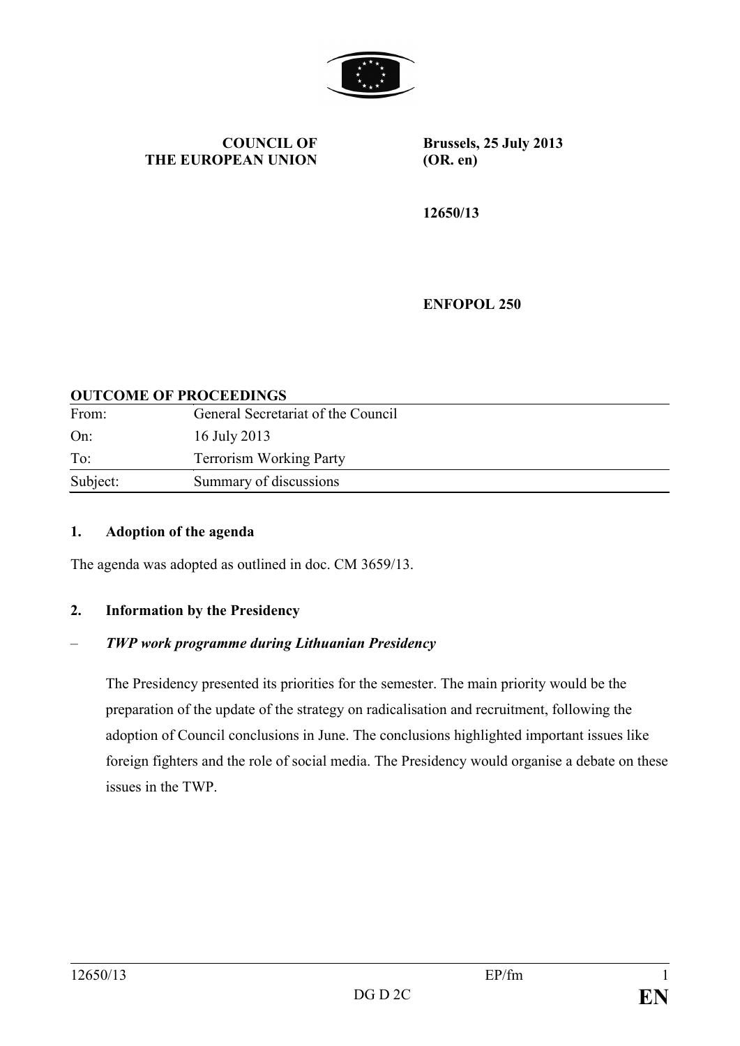**COUNCIL OF THE EUROPEAN UNION**

**Brussels, 25 July 2013 (OR. en)**

**12650/13**

**ENFOPOL 250**

**OUTCOME OF PROCEEDINGS**

| | |
|---|---|
| From: | General Secretariat of the Council |
| On: | 16 July 2013 |
| To: | Terrorism Working Party |
| Subject: | Summary of discussions |

## 1. Adoption of the agenda

The agenda was adopted as outlined in doc. CM 3659/13.

## 2. Information by the Presidency

– ***TWP work programme during Lithuanian Presidency***

The Presidency presented its priorities for the semester. The main priority would be the preparation of the update of the strategy on radicalisation and recruitment, following the adoption of Council conclusions in June. The conclusions highlighted important issues like foreign fighters and the role of social media. The Presidency would organise a debate on these issues in the TWP.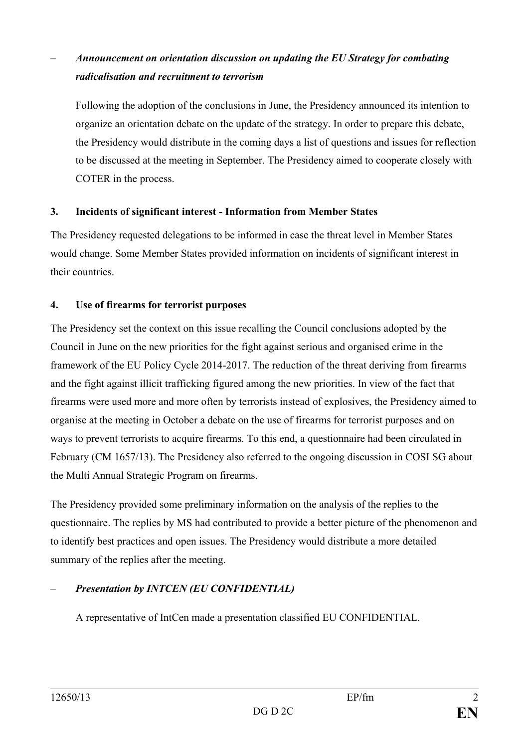– ***Announcement on orientation discussion on updating the EU Strategy for combating radicalisation and recruitment to terrorism***

Following the adoption of the conclusions in June, the Presidency announced its intention to organize an orientation debate on the update of the strategy. In order to prepare this debate, the Presidency would distribute in the coming days a list of questions and issues for reflection to be discussed at the meeting in September. The Presidency aimed to cooperate closely with COTER in the process.

**3. Incidents of significant interest - Information from Member States**

The Presidency requested delegations to be informed in case the threat level in Member States would change. Some Member States provided information on incidents of significant interest in their countries.

**4. Use of firearms for terrorist purposes**

The Presidency set the context on this issue recalling the Council conclusions adopted by the Council in June on the new priorities for the fight against serious and organised crime in the framework of the EU Policy Cycle 2014-2017. The reduction of the threat deriving from firearms and the fight against illicit trafficking figured among the new priorities. In view of the fact that firearms were used more and more often by terrorists instead of explosives, the Presidency aimed to organise at the meeting in October a debate on the use of firearms for terrorist purposes and on ways to prevent terrorists to acquire firearms. To this end, a questionnaire had been circulated in February (CM 1657/13). The Presidency also referred to the ongoing discussion in COSI SG about the Multi Annual Strategic Program on firearms.

The Presidency provided some preliminary information on the analysis of the replies to the questionnaire. The replies by MS had contributed to provide a better picture of the phenomenon and to identify best practices and open issues. The Presidency would distribute a more detailed summary of the replies after the meeting.

– ***Presentation by INTCEN (EU CONFIDENTIAL)***

A representative of IntCen made a presentation classified EU CONFIDENTIAL.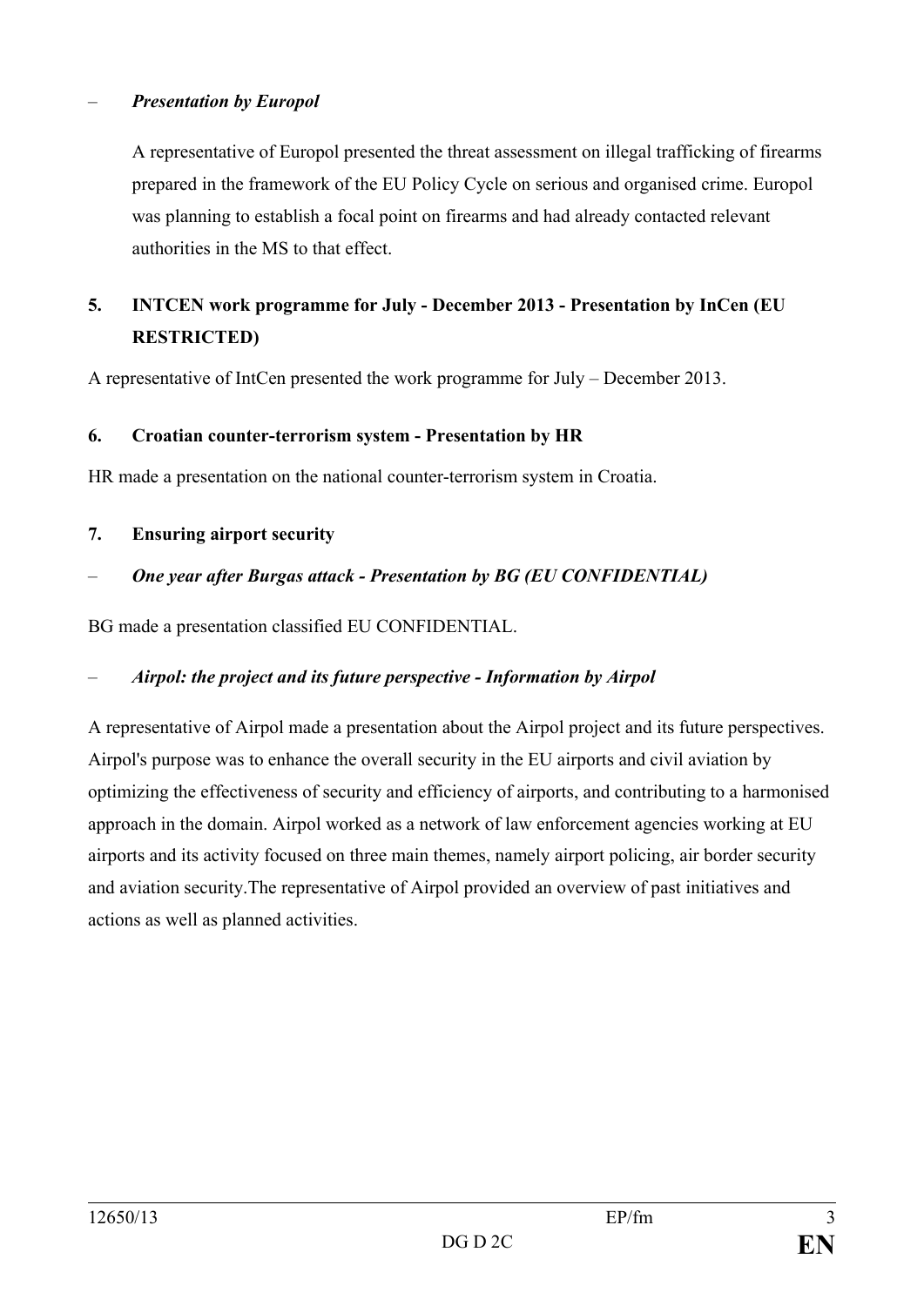– ***Presentation by Europol***

A representative of Europol presented the threat assessment on illegal trafficking of firearms prepared in the framework of the EU Policy Cycle on serious and organised crime. Europol was planning to establish a focal point on firearms and had already contacted relevant authorities in the MS to that effect.

**5. INTCEN work programme for July - December 2013 - Presentation by InCen (EU RESTRICTED)**

A representative of IntCen presented the work programme for July – December 2013.

**6. Croatian counter-terrorism system - Presentation by HR**

HR made a presentation on the national counter-terrorism system in Croatia.

**7. Ensuring airport security**

– ***One year after Burgas attack - Presentation by BG (EU CONFIDENTIAL)***

BG made a presentation classified EU CONFIDENTIAL.

– ***Airpol: the project and its future perspective - Information by Airpol***

A representative of Airpol made a presentation about the Airpol project and its future perspectives. Airpol's purpose was to enhance the overall security in the EU airports and civil aviation by optimizing the effectiveness of security and efficiency of airports, and contributing to a harmonised approach in the domain. Airpol worked as a network of law enforcement agencies working at EU airports and its activity focused on three main themes, namely airport policing, air border security and aviation security.The representative of Airpol provided an overview of past initiatives and actions as well as planned activities.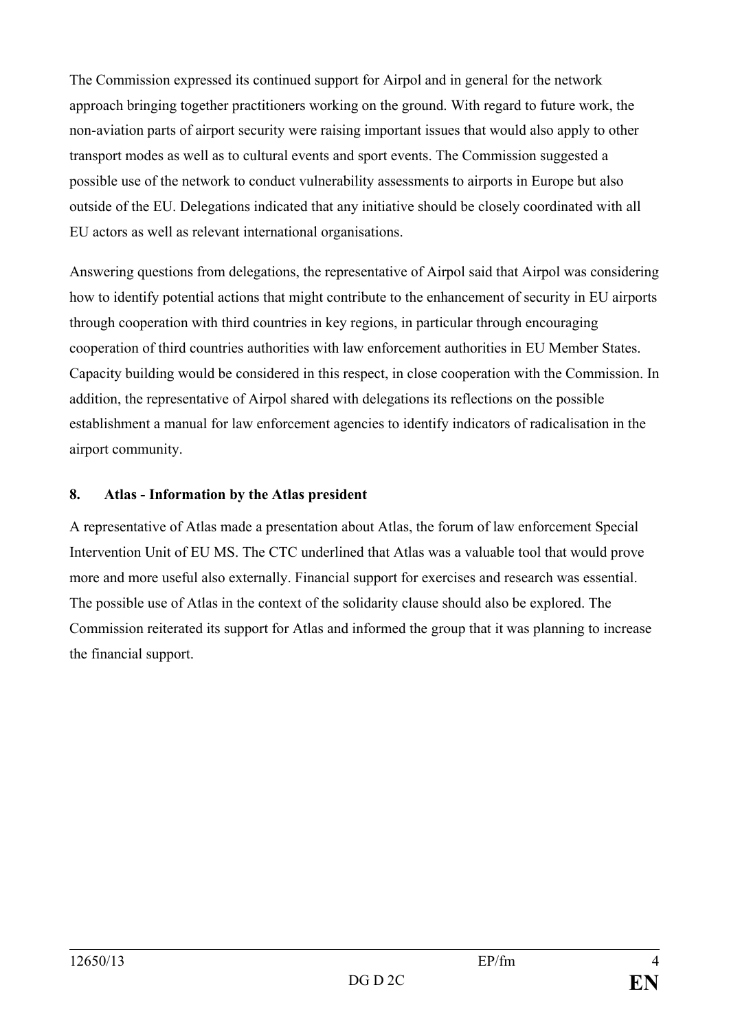The Commission expressed its continued support for Airpol and in general for the network approach bringing together practitioners working on the ground. With regard to future work, the non-aviation parts of airport security were raising important issues that would also apply to other transport modes as well as to cultural events and sport events. The Commission suggested a possible use of the network to conduct vulnerability assessments to airports in Europe but also outside of the EU. Delegations indicated that any initiative should be closely coordinated with all EU actors as well as relevant international organisations.

Answering questions from delegations, the representative of Airpol said that Airpol was considering how to identify potential actions that might contribute to the enhancement of security in EU airports through cooperation with third countries in key regions, in particular through encouraging cooperation of third countries authorities with law enforcement authorities in EU Member States. Capacity building would be considered in this respect, in close cooperation with the Commission. In addition, the representative of Airpol shared with delegations its reflections on the possible establishment a manual for law enforcement agencies to identify indicators of radicalisation in the airport community.

**8. Atlas - Information by the Atlas president**

A representative of Atlas made a presentation about Atlas, the forum of law enforcement Special Intervention Unit of EU MS. The CTC underlined that Atlas was a valuable tool that would prove more and more useful also externally. Financial support for exercises and research was essential. The possible use of Atlas in the context of the solidarity clause should also be explored. The Commission reiterated its support for Atlas and informed the group that it was planning to increase the financial support.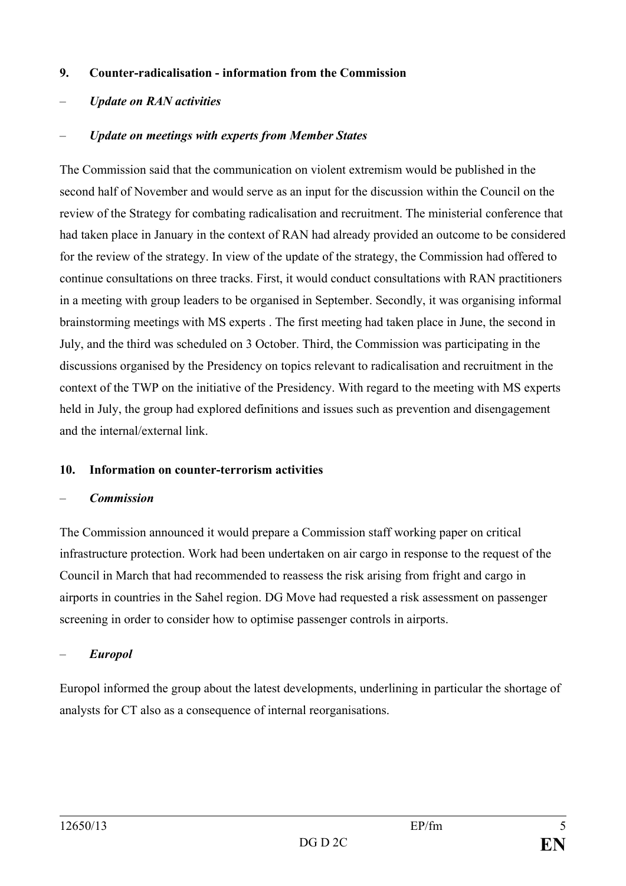**9. Counter-radicalisation - information from the Commission**

– *Update on RAN activities*

– *Update on meetings with experts from Member States*

The Commission said that the communication on violent extremism would be published in the second half of November and would serve as an input for the discussion within the Council on the review of the Strategy for combating radicalisation and recruitment. The ministerial conference that had taken place in January in the context of RAN had already provided an outcome to be considered for the review of the strategy. In view of the update of the strategy, the Commission had offered to continue consultations on three tracks. First, it would conduct consultations with RAN practitioners in a meeting with group leaders to be organised in September. Secondly, it was organising informal brainstorming meetings with MS experts . The first meeting had taken place in June, the second in July, and the third was scheduled on 3 October. Third, the Commission was participating in the discussions organised by the Presidency on topics relevant to radicalisation and recruitment in the context of the TWP on the initiative of the Presidency. With regard to the meeting with MS experts held in July, the group had explored definitions and issues such as prevention and disengagement and the internal/external link.

**10. Information on counter-terrorism activities**

– ***Commission***

The Commission announced it would prepare a Commission staff working paper on critical infrastructure protection. Work had been undertaken on air cargo in response to the request of the Council in March that had recommended to reassess the risk arising from fright and cargo in airports in countries in the Sahel region. DG Move had requested a risk assessment on passenger screening in order to consider how to optimise passenger controls in airports.

– ***Europol***

Europol informed the group about the latest developments, underlining in particular the shortage of analysts for CT also as a consequence of internal reorganisations.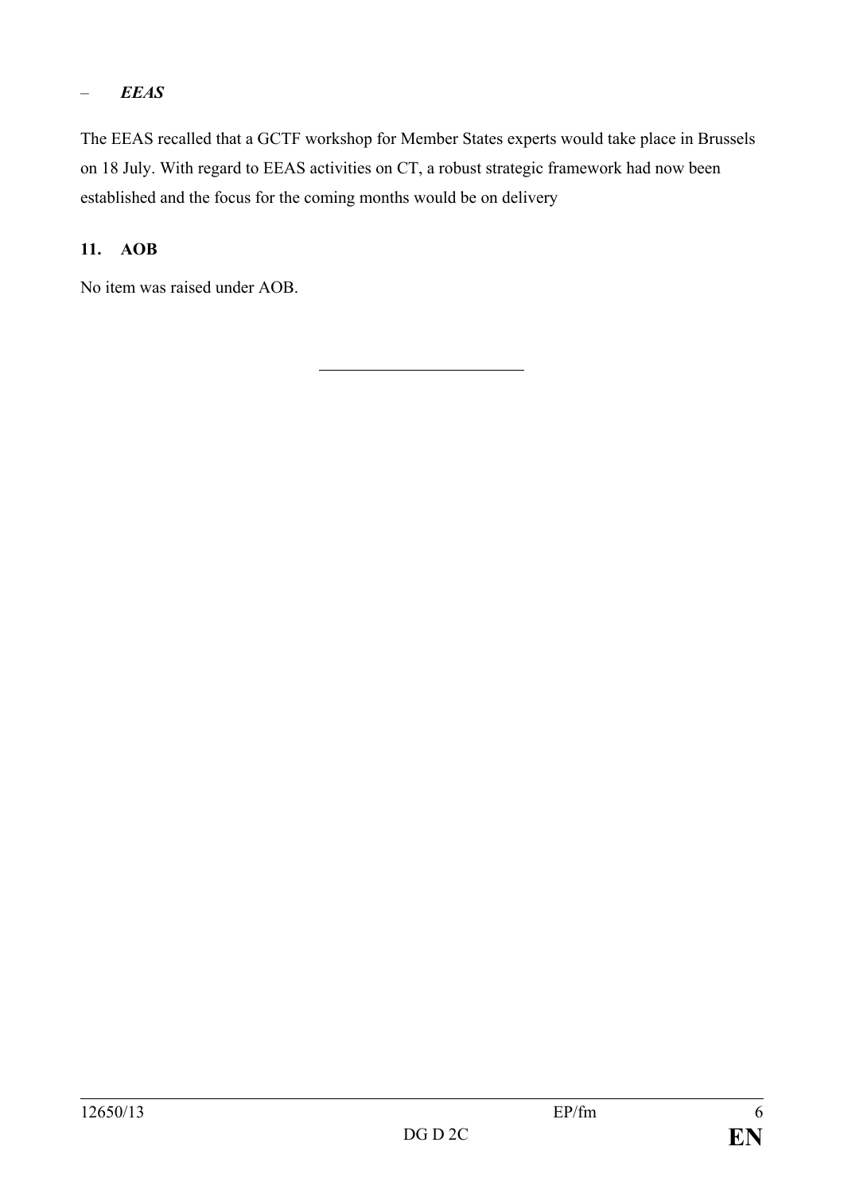– ***EEAS***

The EEAS recalled that a GCTF workshop for Member States experts would take place in Brussels on 18 July. With regard to EEAS activities on CT, a robust strategic framework had now been established and the focus for the coming months would be on delivery

## 11. AOB

No item was raised under AOB.

---